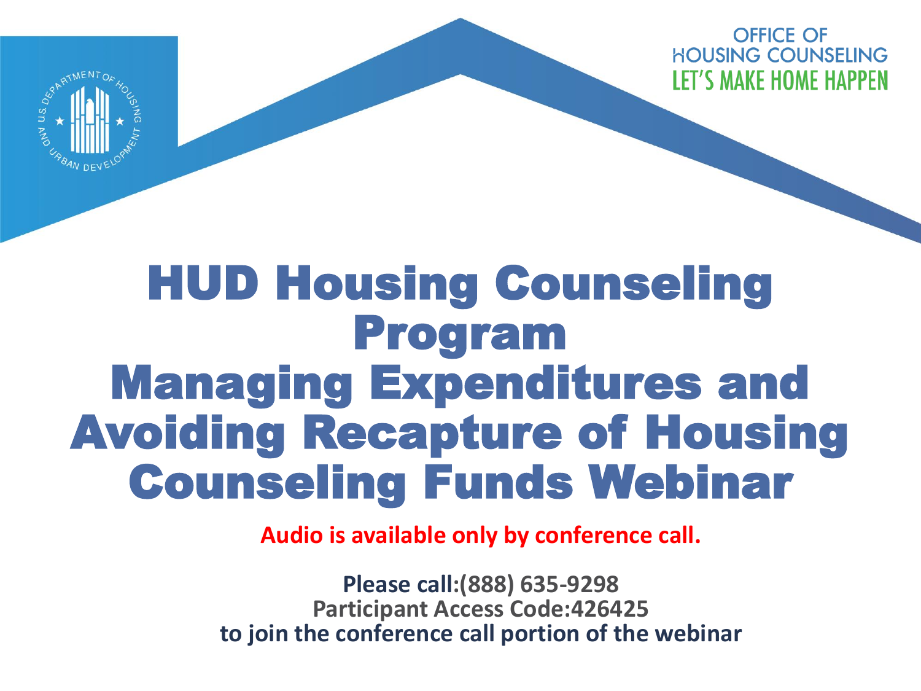OFFICE OF HOUSING COUNSELING
LET'S MAKE HOME HAPPEN

# HUD Housing Counseling Program Managing Expenditures and Avoiding Recapture of Housing Counseling Funds Webinar

**Audio is available only by conference call.**

**Please call:(888) 635-9298**
**Participant Access Code:426425**
**to join the conference call portion of the webinar**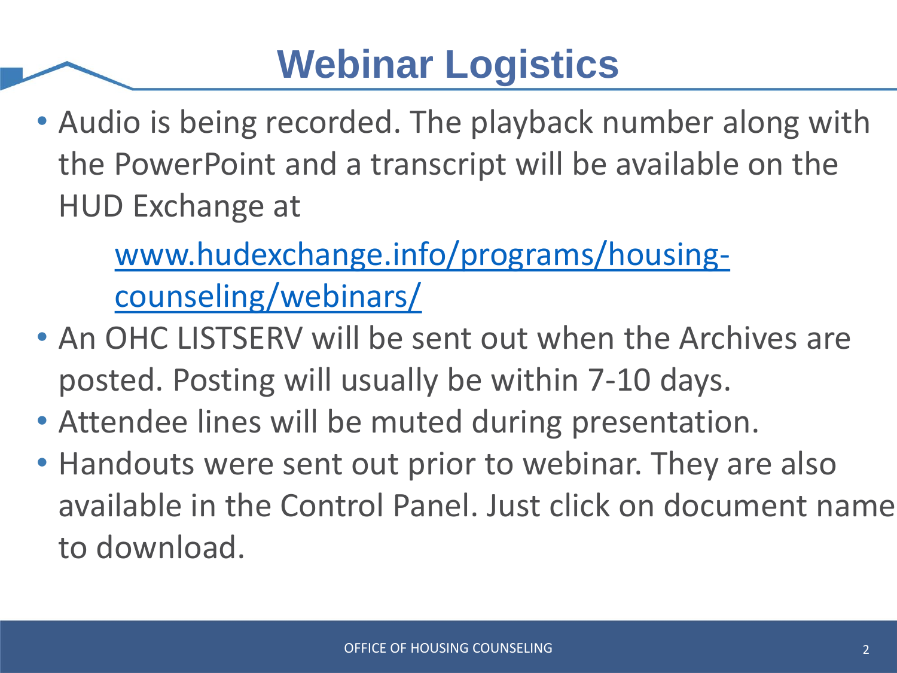# Webinar Logistics

- Audio is being recorded. The playback number along with the PowerPoint and a transcript will be available on the HUD Exchange at

  www.hudexchange.info/programs/housing-counseling/webinars/

- An OHC LISTSERV will be sent out when the Archives are posted. Posting will usually be within 7-10 days.
- Attendee lines will be muted during presentation.
- Handouts were sent out prior to webinar. They are also available in the Control Panel. Just click on document name to download.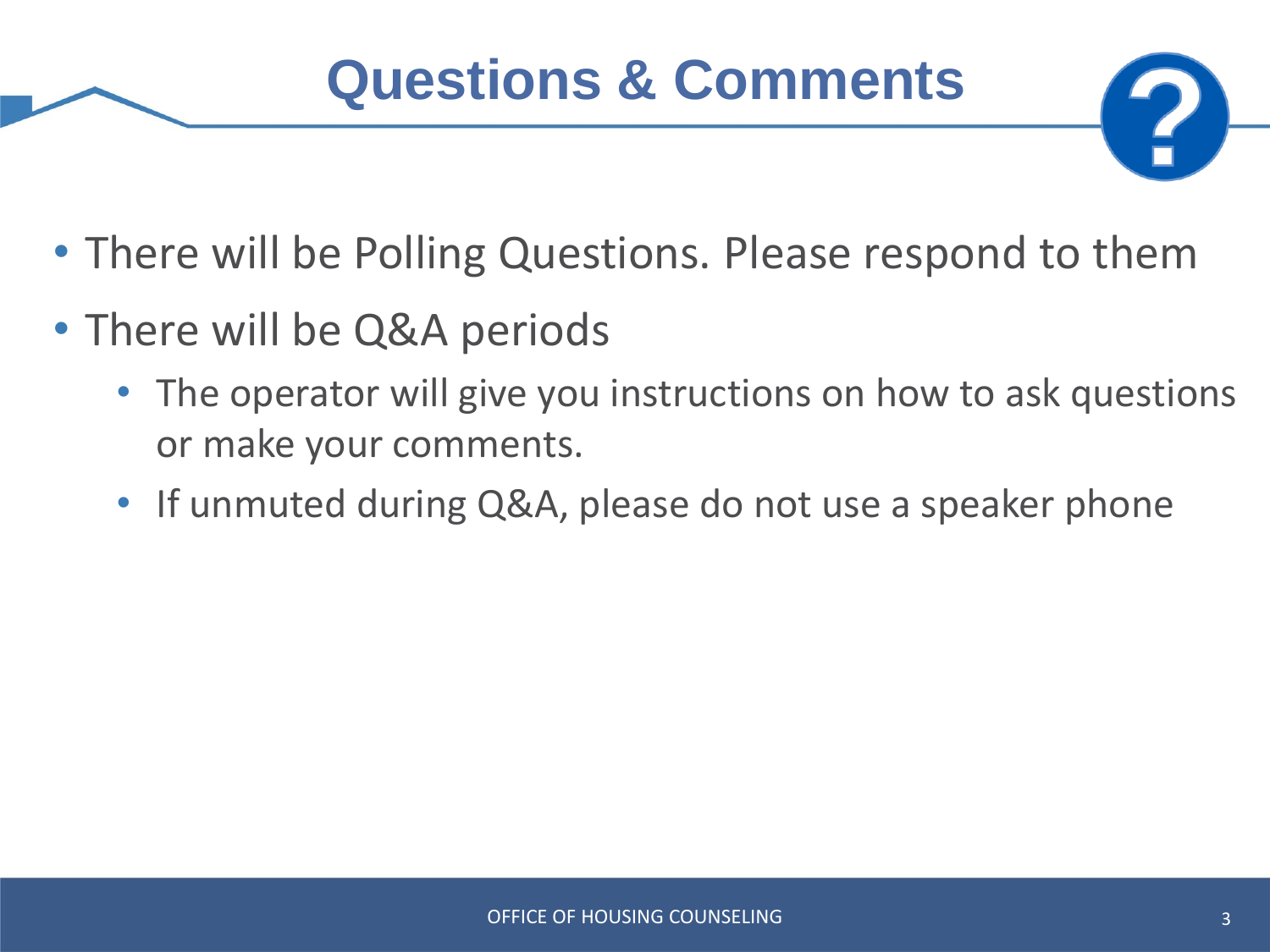# Questions & Comments

- There will be Polling Questions. Please respond to them
- There will be Q&A periods
  - The operator will give you instructions on how to ask questions or make your comments.
  - If unmuted during Q&A, please do not use a speaker phone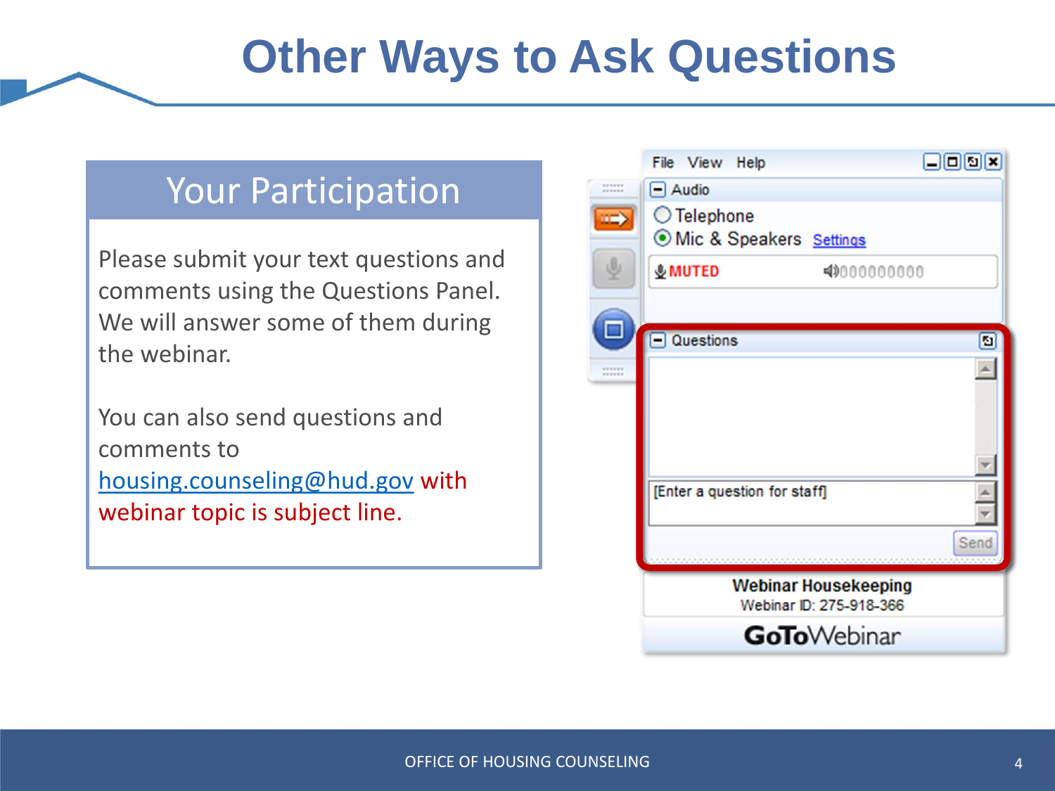# Other Ways to Ask Questions

## Your Participation

Please submit your text questions and comments using the Questions Panel. We will answer some of them during the webinar.

You can also send questions and comments to housing.counseling@hud.gov with webinar topic is subject line.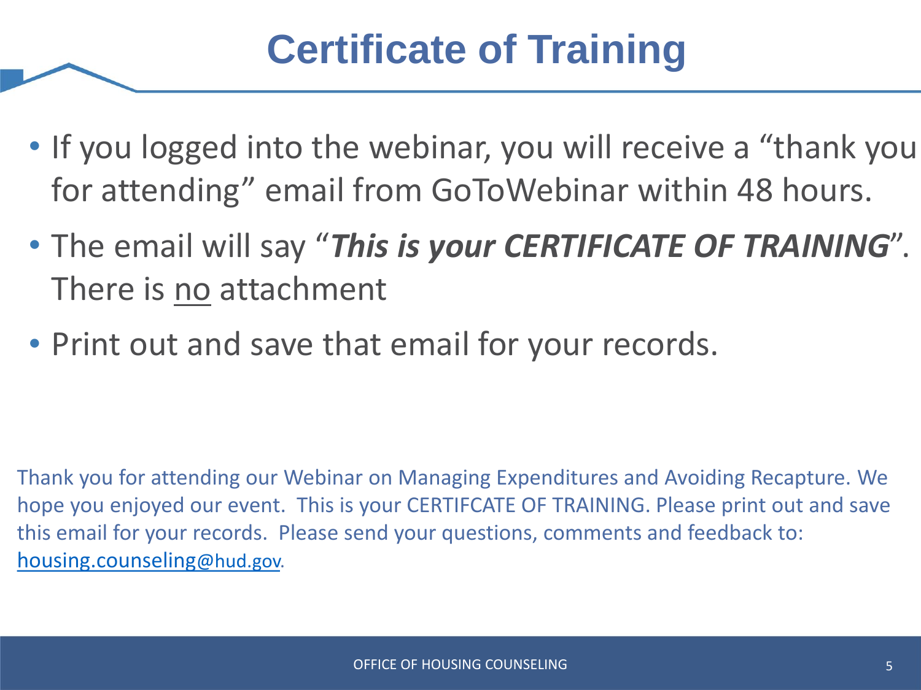# Certificate of Training

- If you logged into the webinar, you will receive a "thank you for attending" email from GoToWebinar within 48 hours.
- The email will say "***This is your CERTIFICATE OF TRAINING***". There is <u>no</u> attachment
- Print out and save that email for your records.

Thank you for attending our Webinar on Managing Expenditures and Avoiding Recapture. We hope you enjoyed our event. This is your CERTIFCATE OF TRAINING. Please print out and save this email for your records. Please send your questions, comments and feedback to: [housing.counseling@hud.gov](mailto:housing.counseling@hud.gov).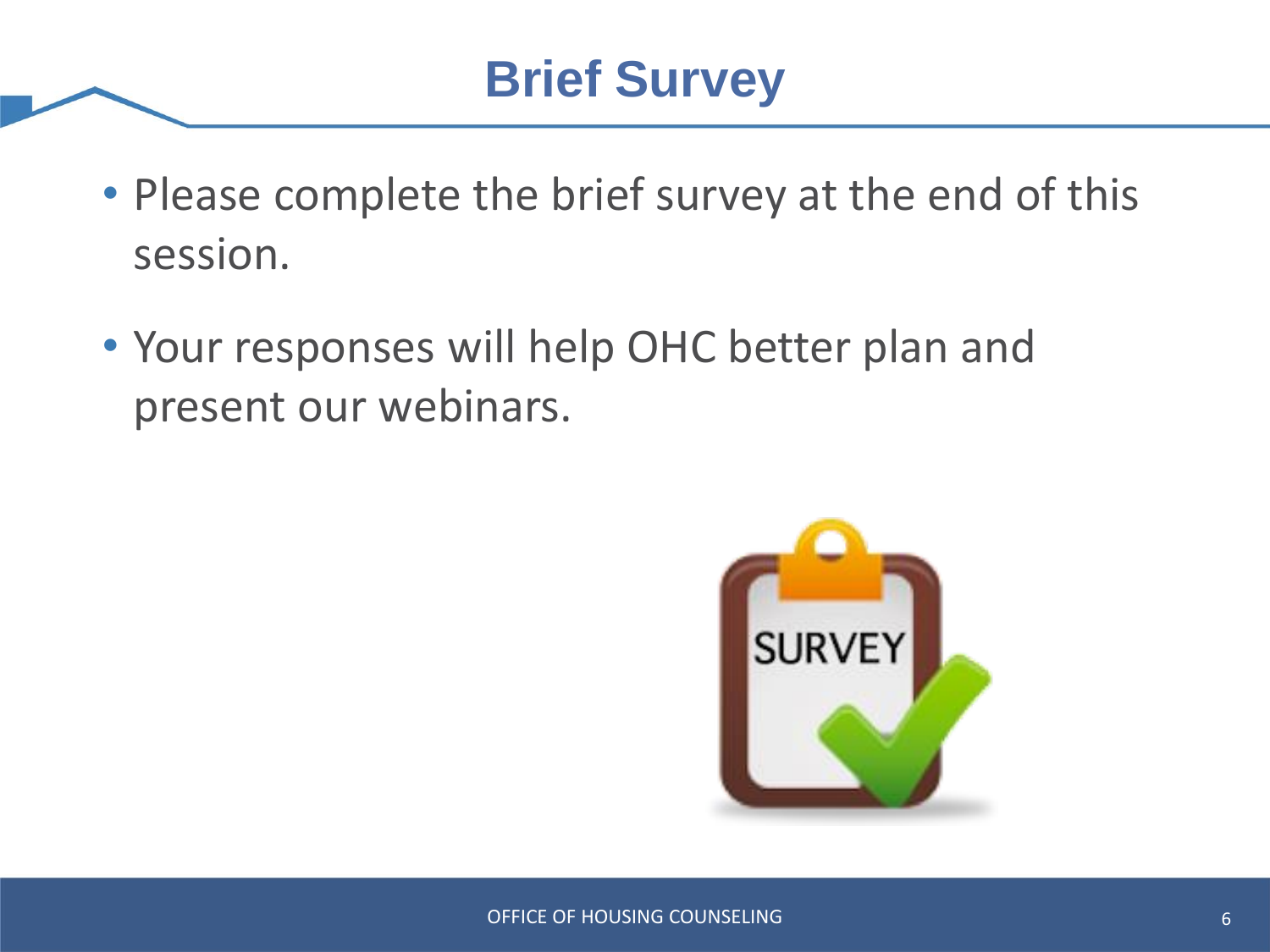# Brief Survey

- Please complete the brief survey at the end of this session.
- Your responses will help OHC better plan and present our webinars.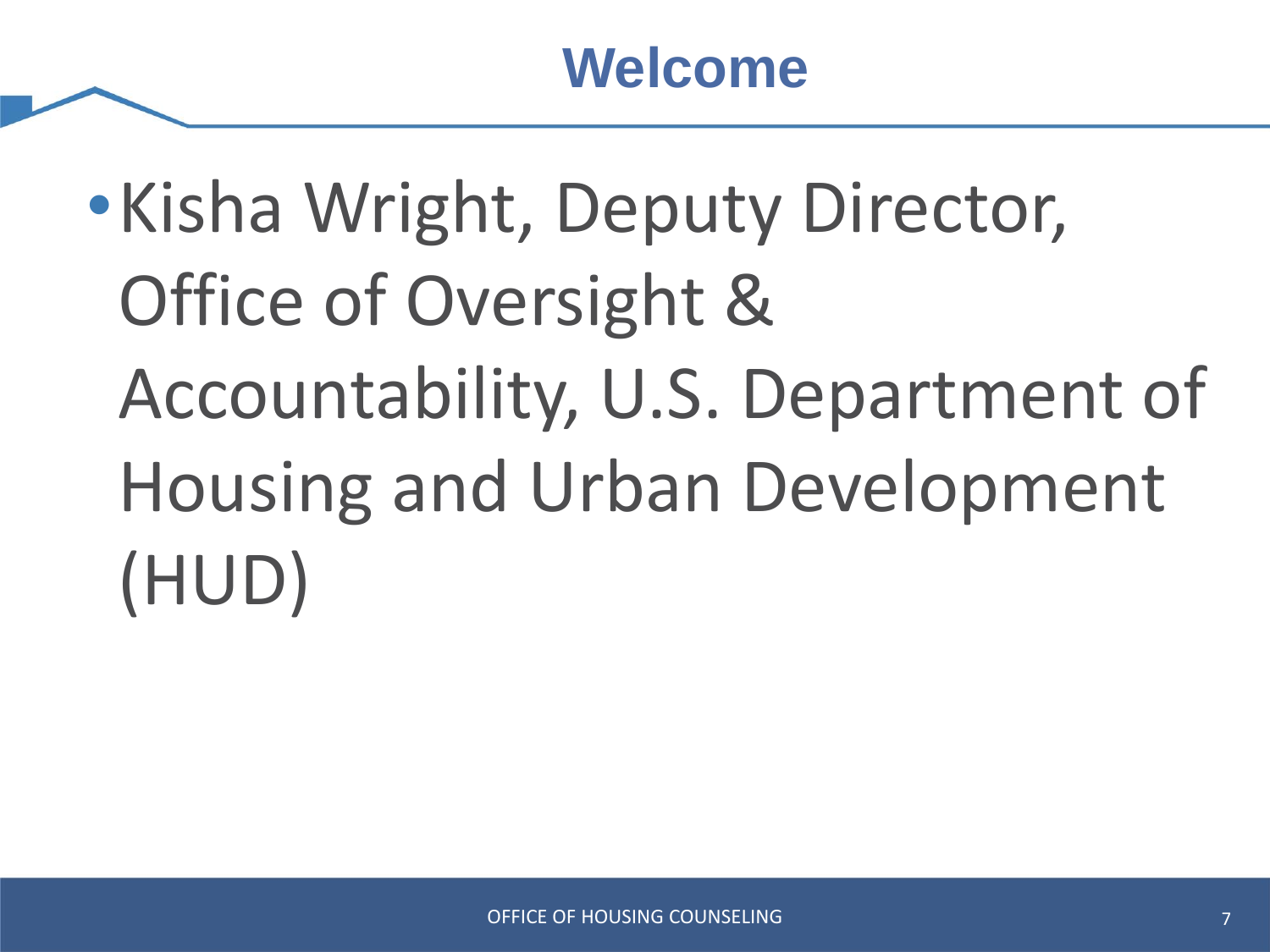# Welcome

- Kisha Wright, Deputy Director, Office of Oversight & Accountability, U.S. Department of Housing and Urban Development (HUD)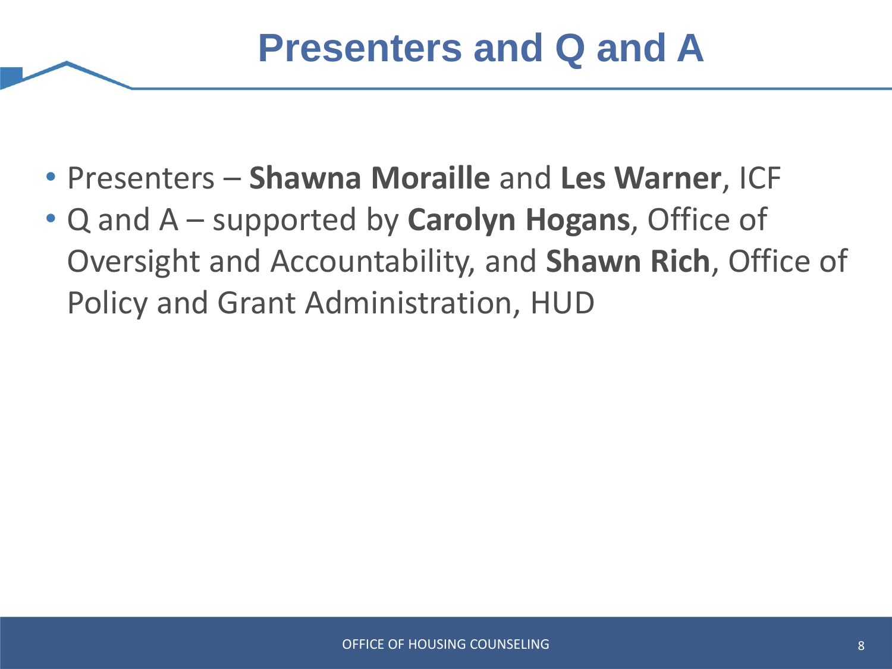# Presenters and Q and A

- Presenters – **Shawna Moraille** and **Les Warner**, ICF
- Q and A – supported by **Carolyn Hogans**, Office of Oversight and Accountability, and **Shawn Rich**, Office of Policy and Grant Administration, HUD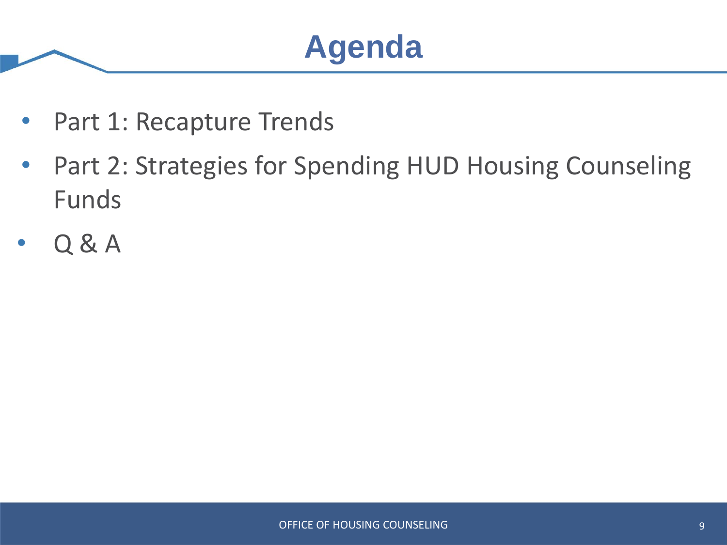# Agenda

- Part 1: Recapture Trends
- Part 2: Strategies for Spending HUD Housing Counseling Funds
- Q & A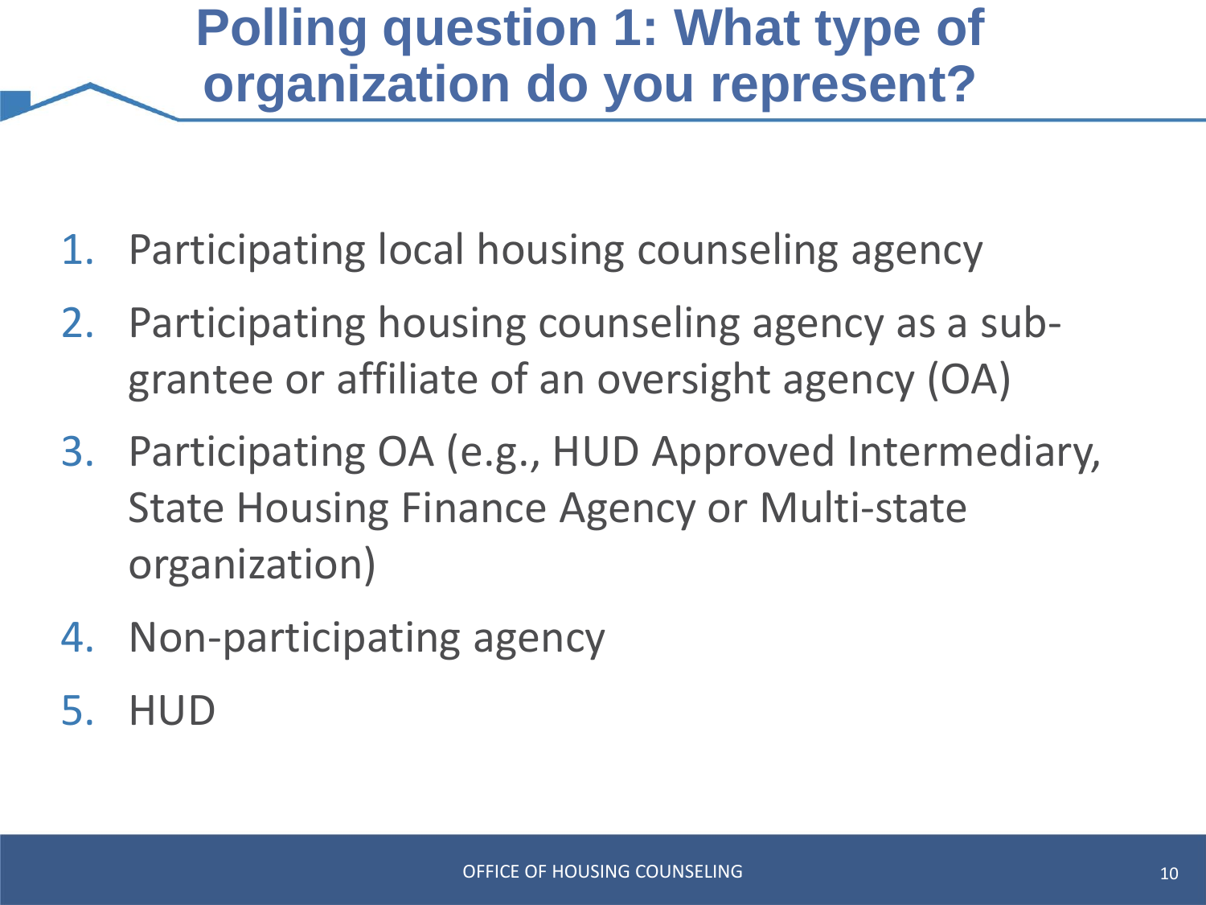# Polling question 1: What type of organization do you represent?

1. Participating local housing counseling agency
2. Participating housing counseling agency as a sub-grantee or affiliate of an oversight agency (OA)
3. Participating OA (e.g., HUD Approved Intermediary, State Housing Finance Agency or Multi-state organization)
4. Non-participating agency
5. HUD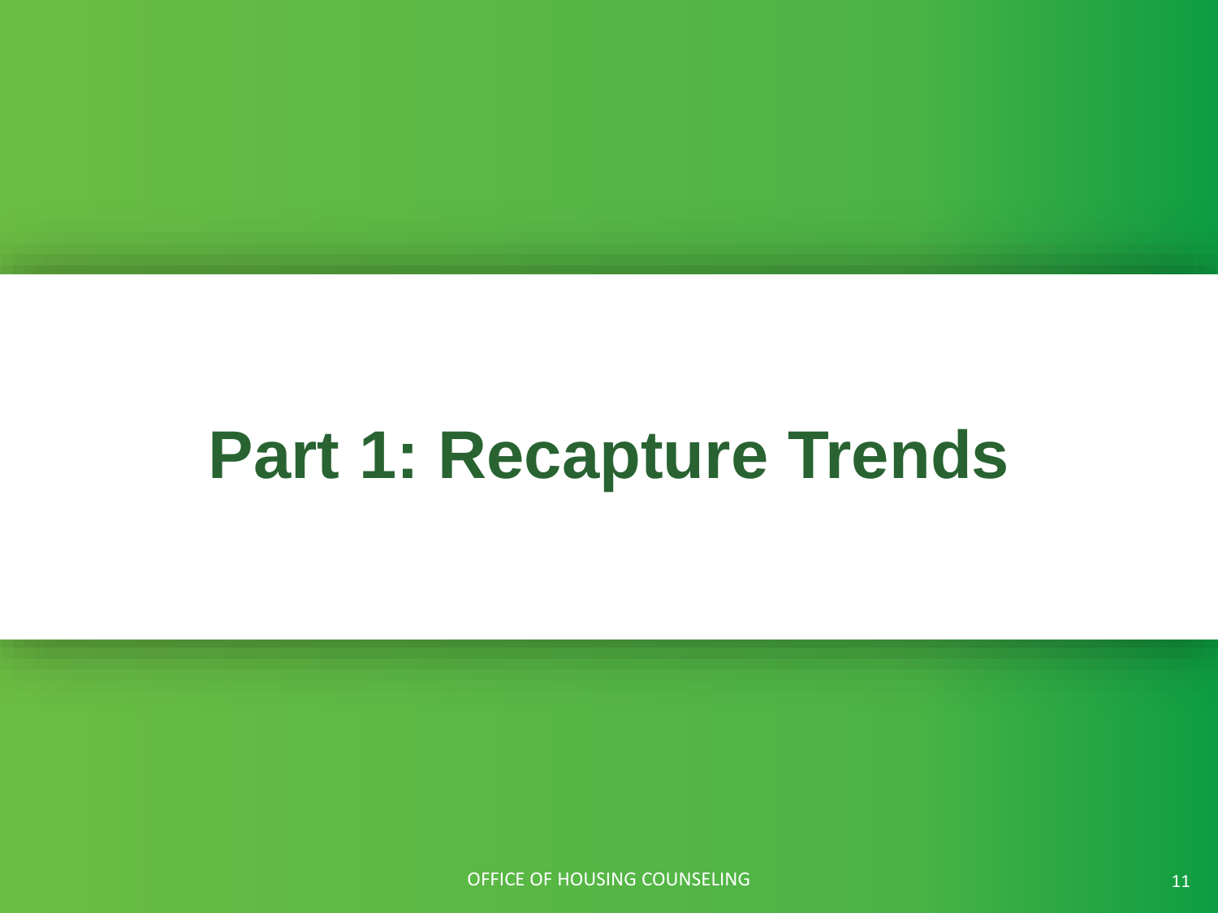# Part 1: Recapture Trends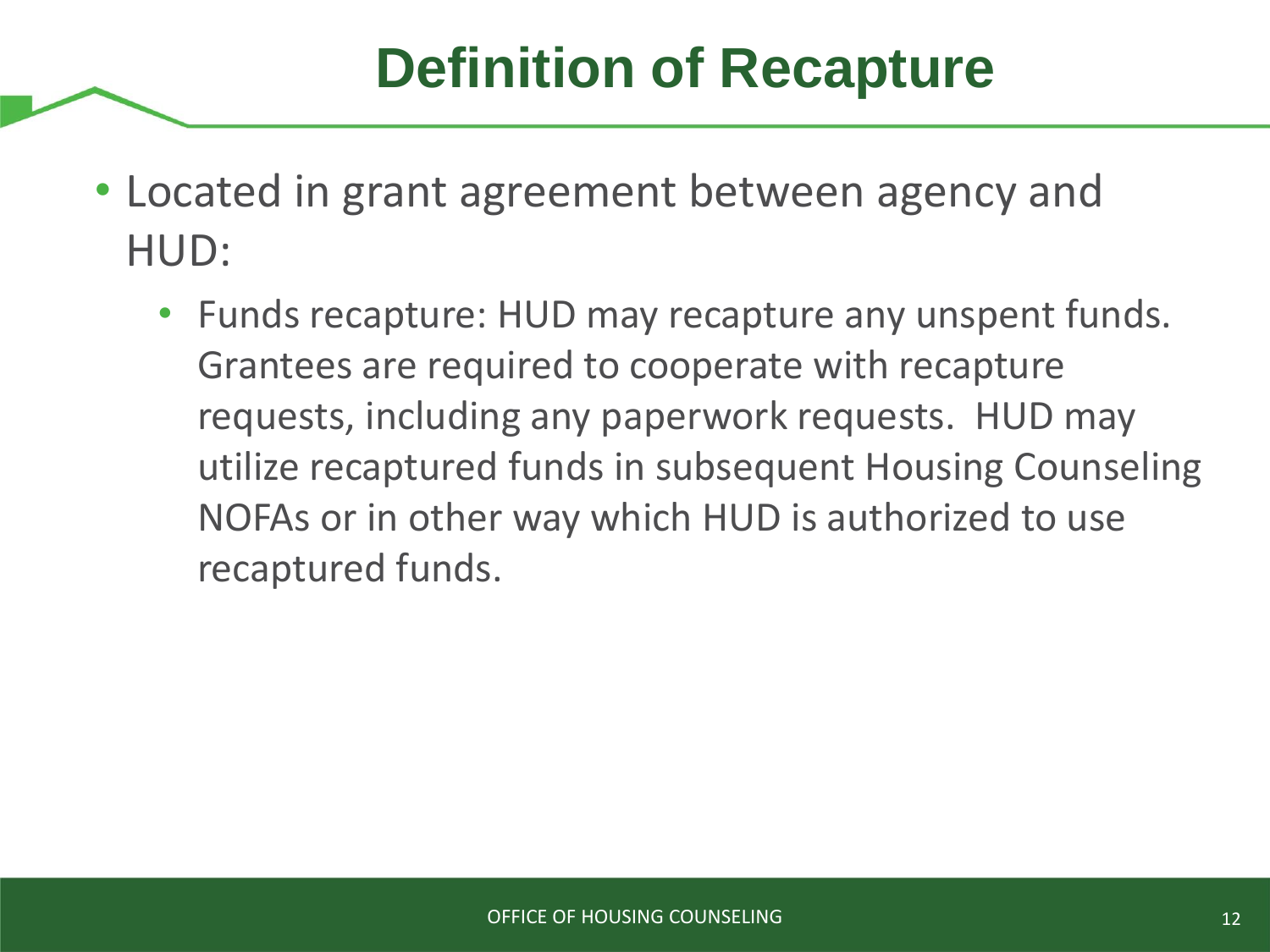# Definition of Recapture

- Located in grant agreement between agency and HUD:
  - Funds recapture: HUD may recapture any unspent funds. Grantees are required to cooperate with recapture requests, including any paperwork requests. HUD may utilize recaptured funds in subsequent Housing Counseling NOFAs or in other way which HUD is authorized to use recaptured funds.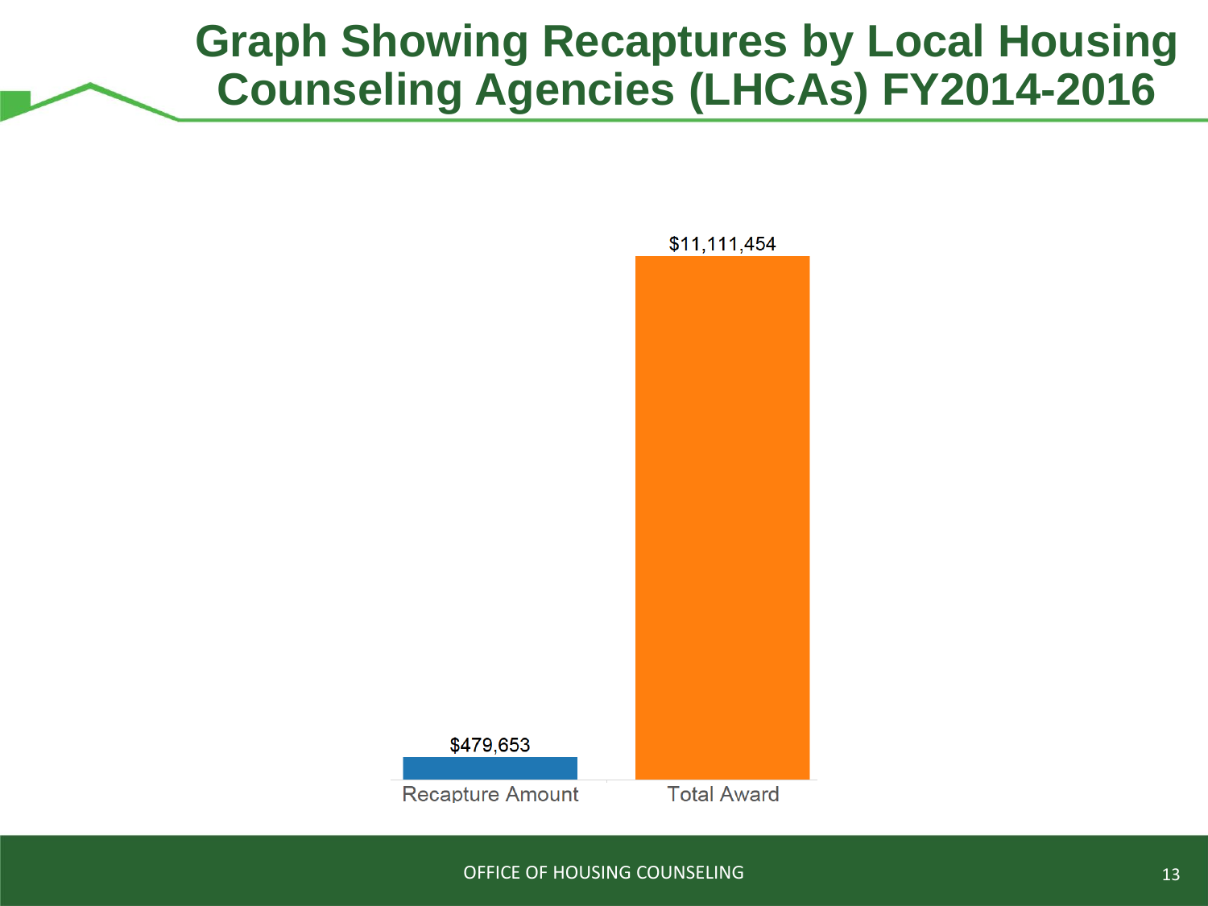# Graph Showing Recaptures by Local Housing Counseling Agencies (LHCAs) FY2014-2016

| | Amount |
| --- | --- |
| Recapture Amount | $479,653 |
| Total Award | $11,111,454 |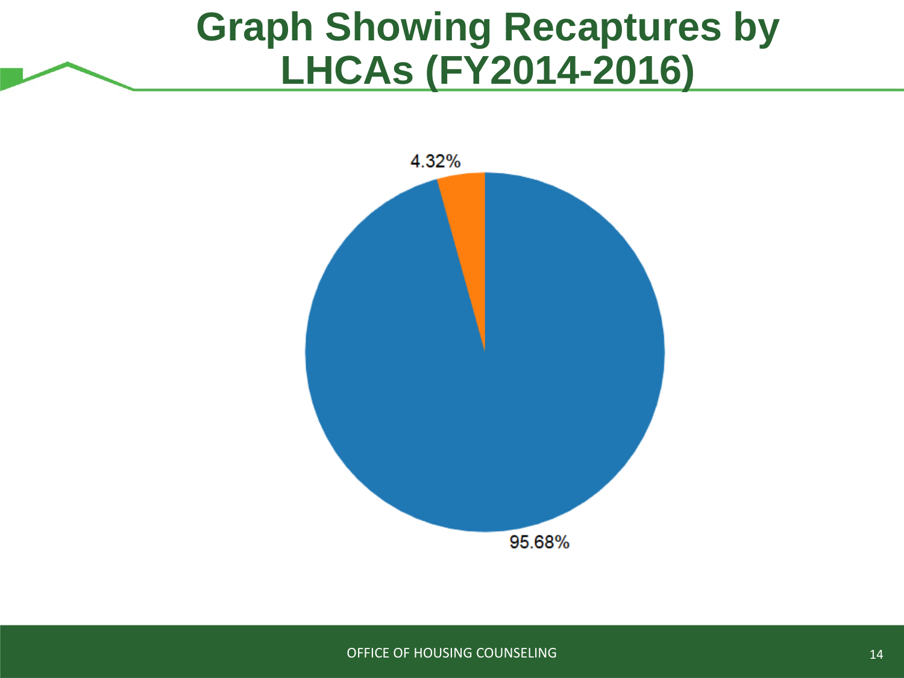# Graph Showing Recaptures by LHCAs (FY2014-2016)

4.32%

95.68%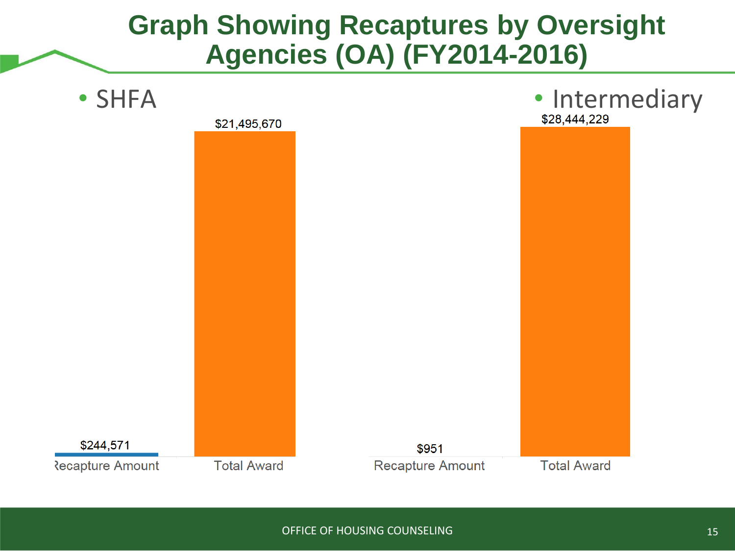# Graph Showing Recaptures by Oversight Agencies (OA) (FY2014-2016)

- SHFA

| | Recapture Amount | Total Award |
|---|---|---|
| SHFA | $244,571 | $21,495,670 |

- Intermediary

| | Recapture Amount | Total Award |
|---|---|---|
| Intermediary | $951 | $28,444,229 |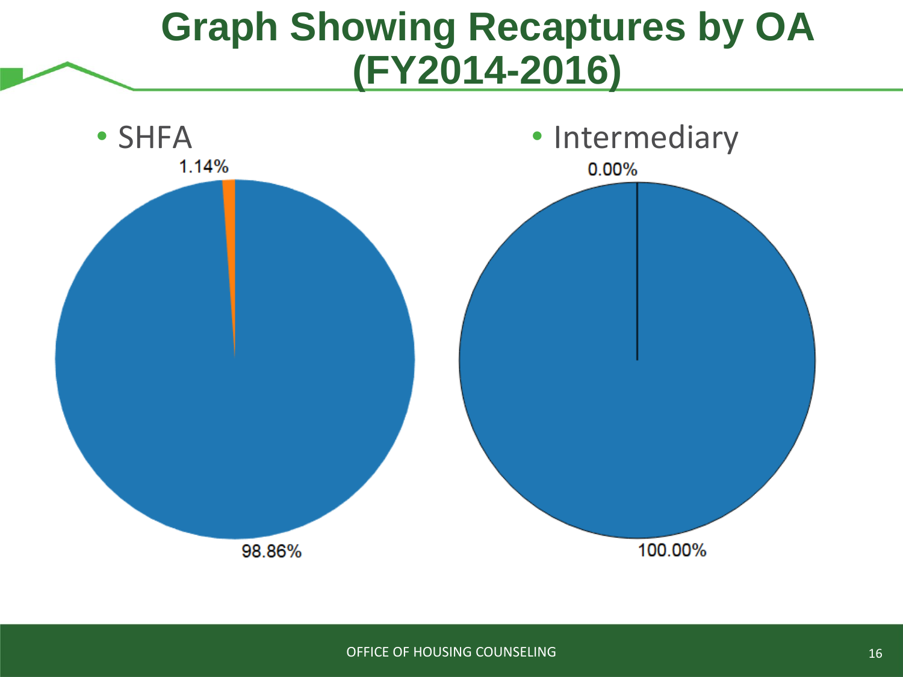# Graph Showing Recaptures by OA (FY2014-2016)

- SHFA

1.14%

98.86%

- Intermediary

0.00%

100.00%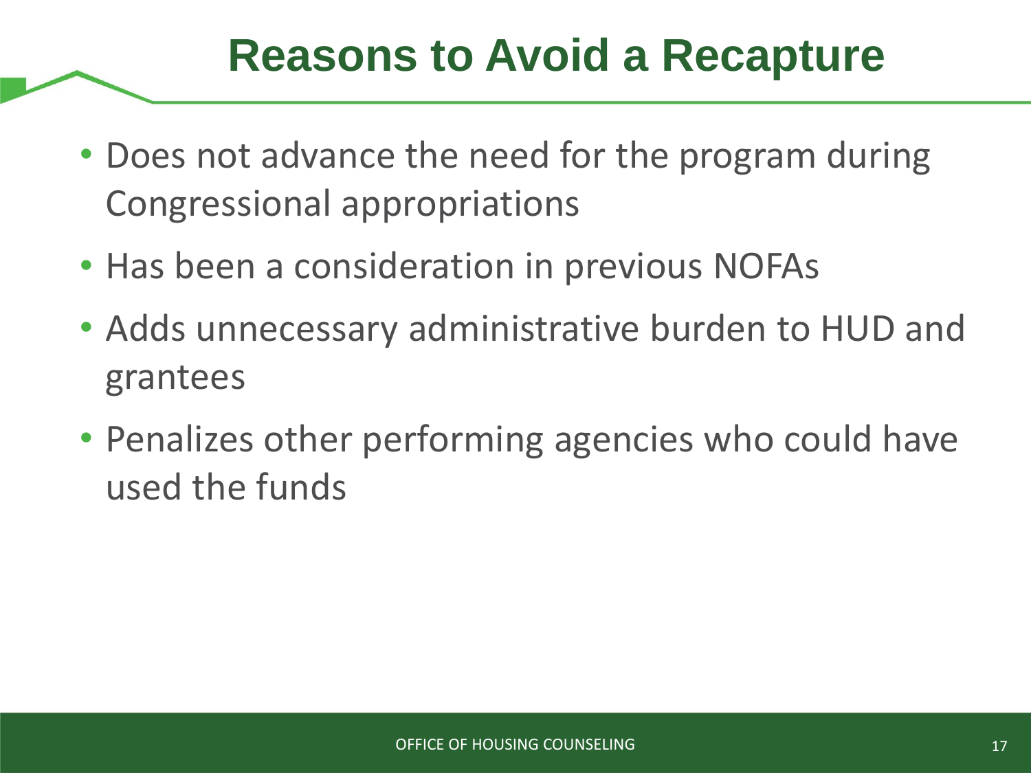# Reasons to Avoid a Recapture

- Does not advance the need for the program during Congressional appropriations
- Has been a consideration in previous NOFAs
- Adds unnecessary administrative burden to HUD and grantees
- Penalizes other performing agencies who could have used the funds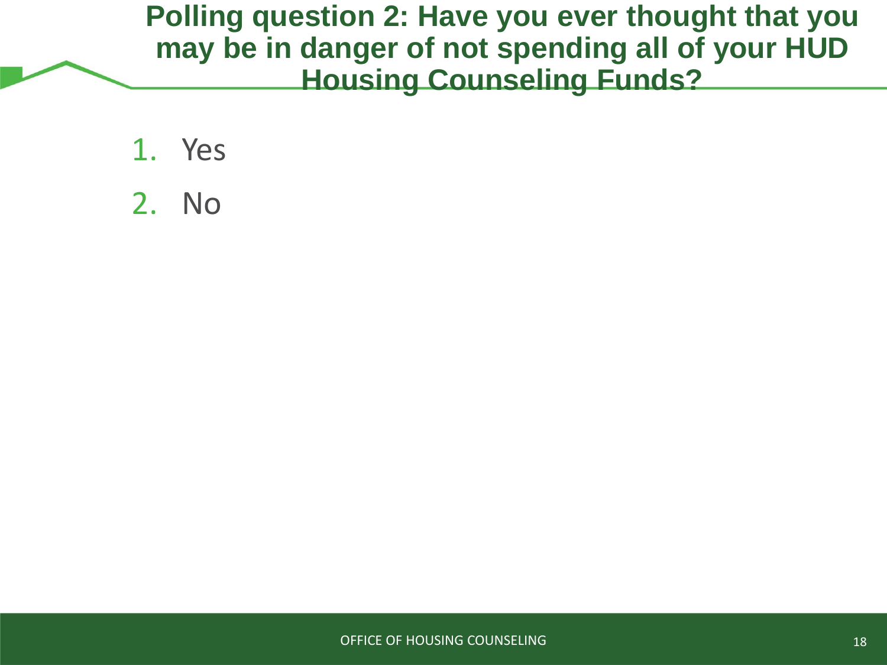# Polling question 2: Have you ever thought that you may be in danger of not spending all of your HUD Housing Counseling Funds?

1. Yes
2. No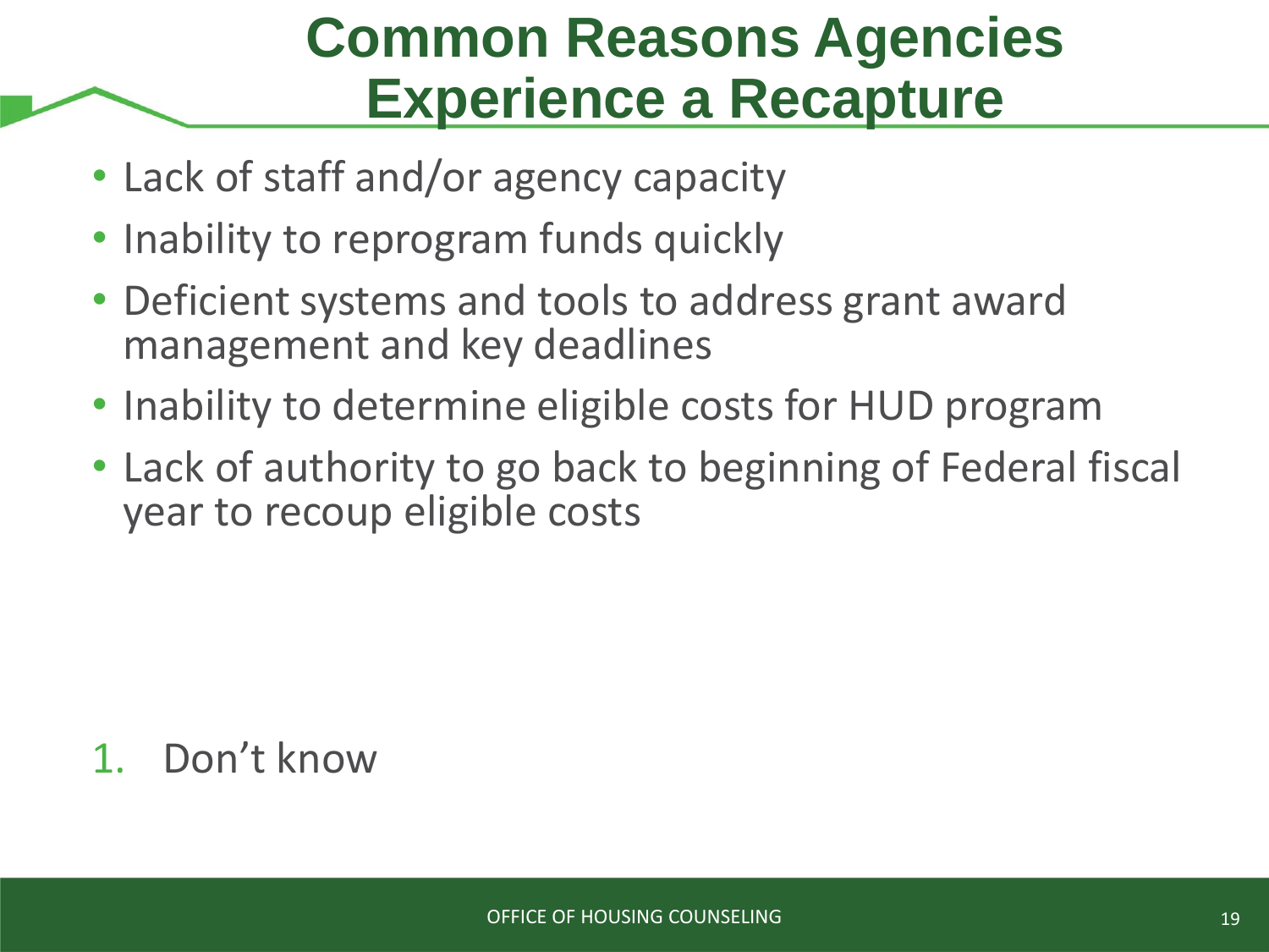# Common Reasons Agencies Experience a Recapture

- Lack of staff and/or agency capacity
- Inability to reprogram funds quickly
- Deficient systems and tools to address grant award management and key deadlines
- Inability to determine eligible costs for HUD program
- Lack of authority to go back to beginning of Federal fiscal year to recoup eligible costs

1. Don't know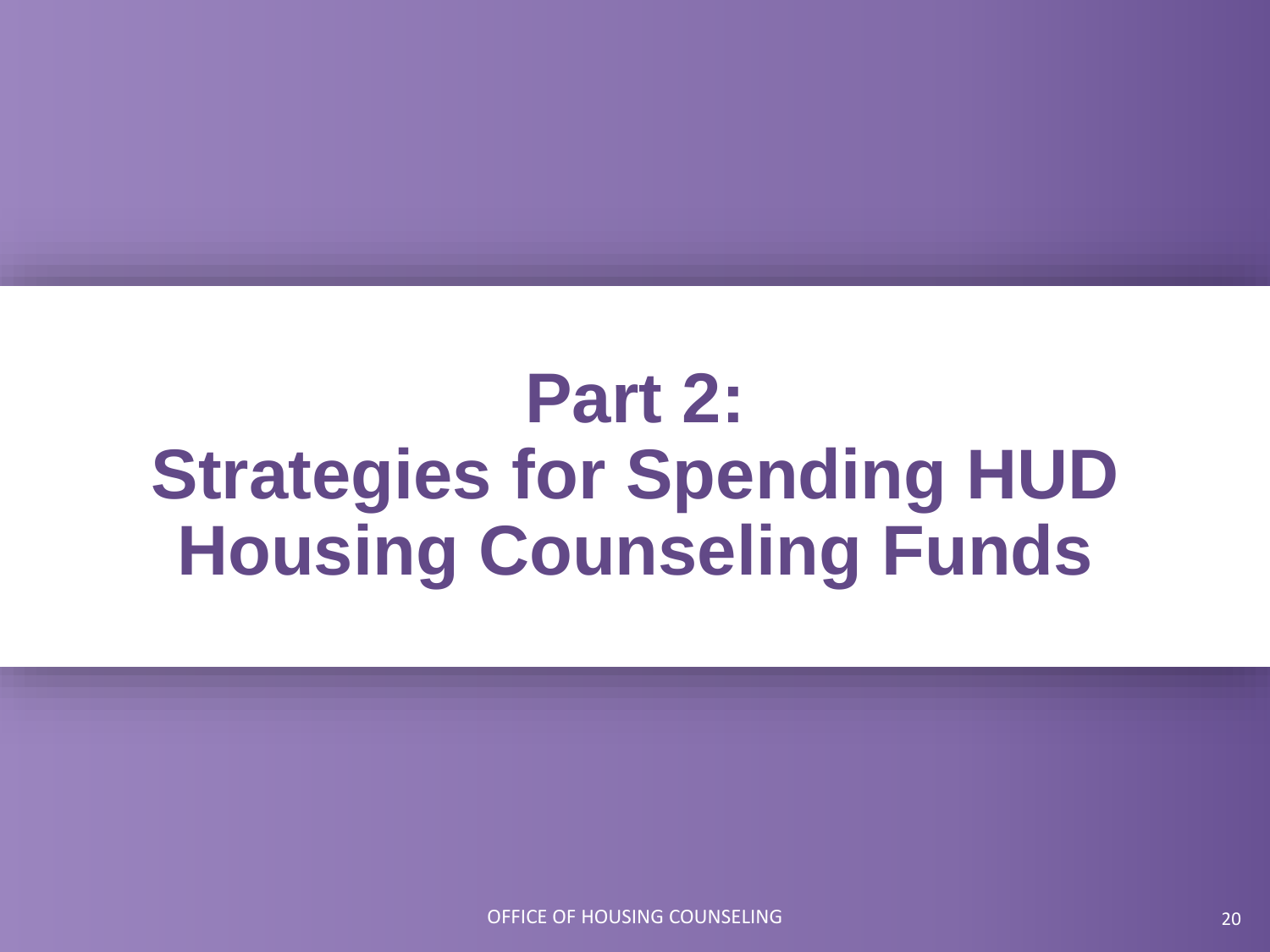# Part 2: Strategies for Spending HUD Housing Counseling Funds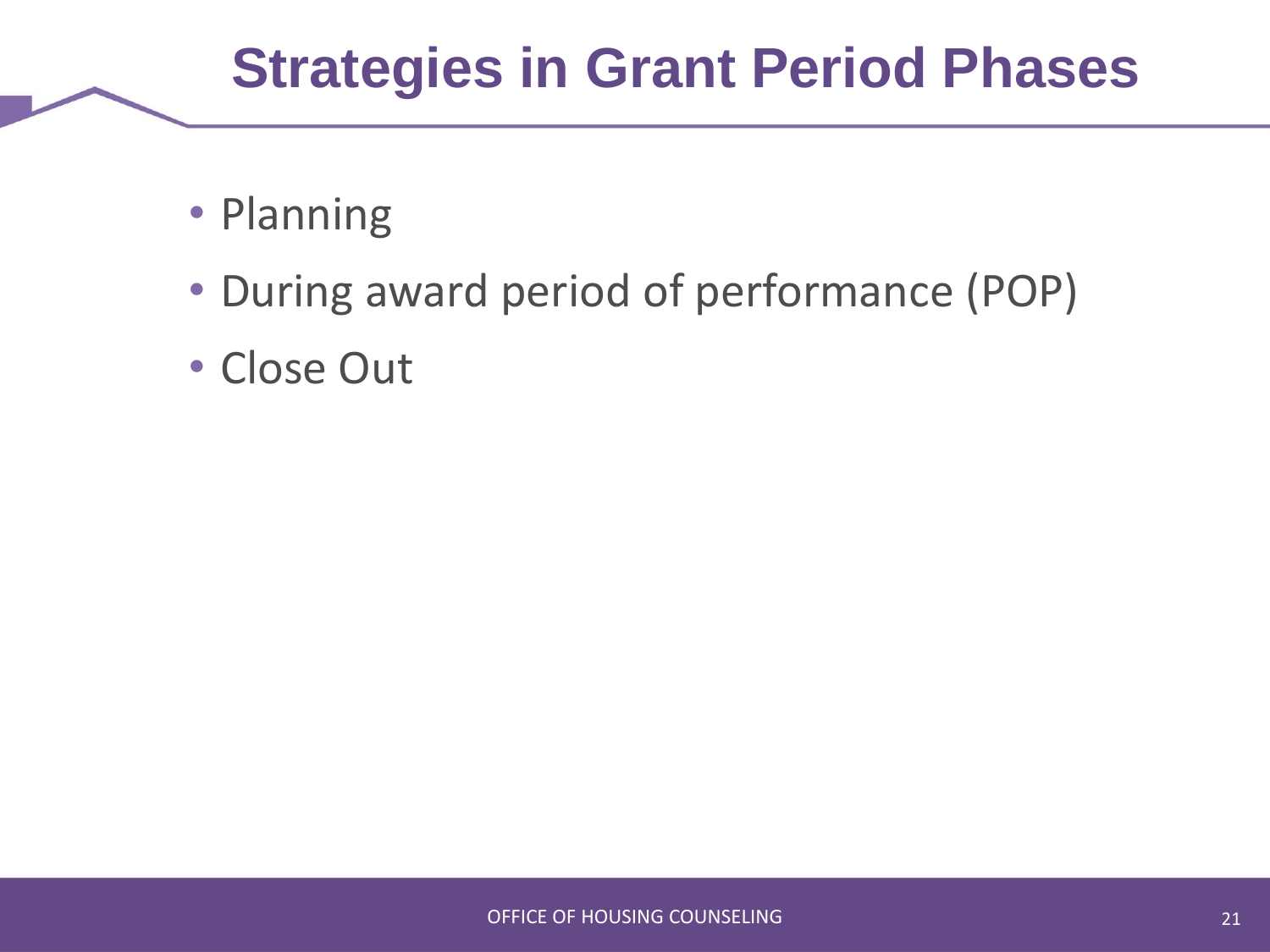# Strategies in Grant Period Phases

- Planning
- During award period of performance (POP)
- Close Out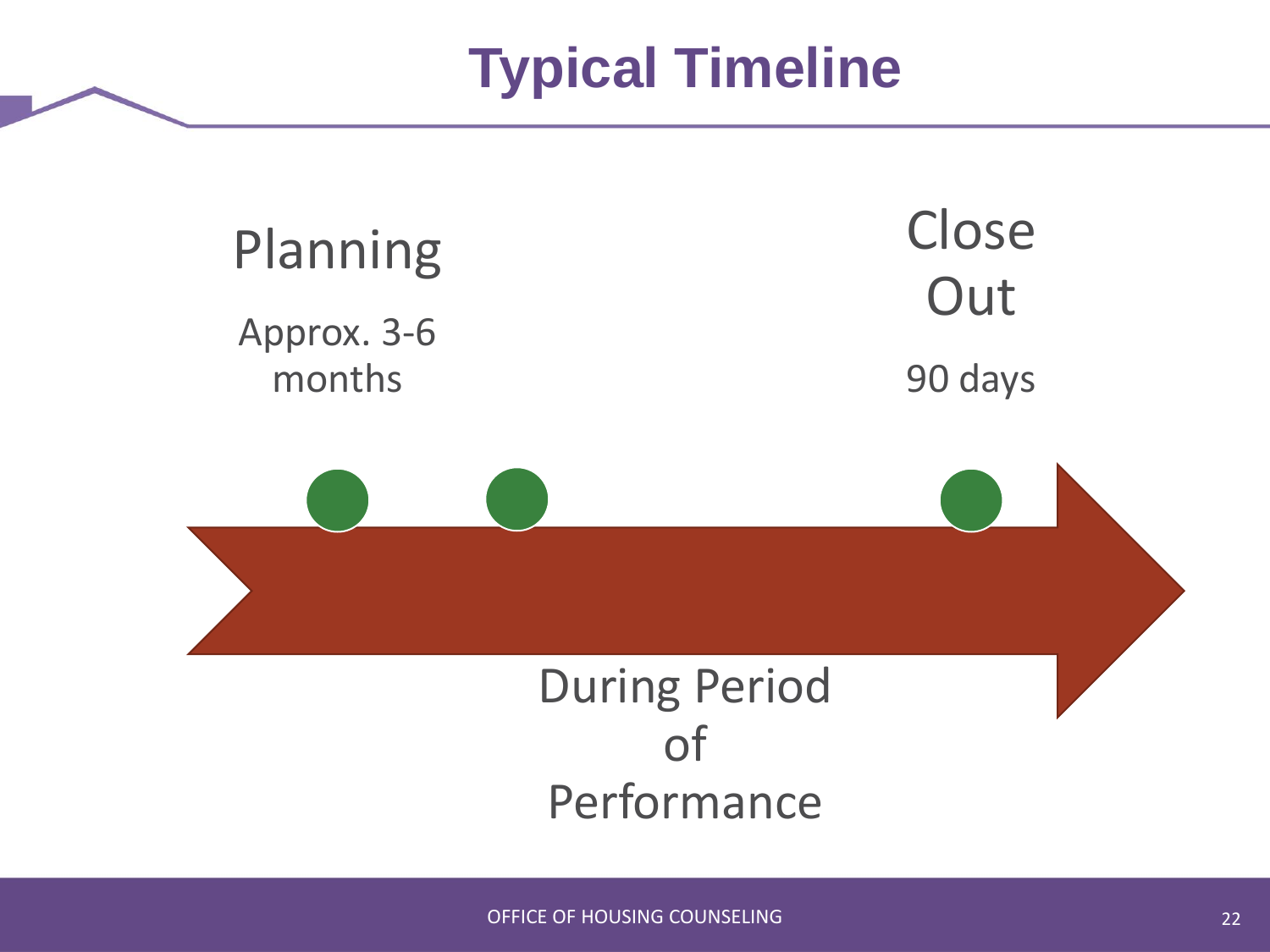# Typical Timeline

Planning

Approx. 3-6 months

Close Out

90 days

During Period of Performance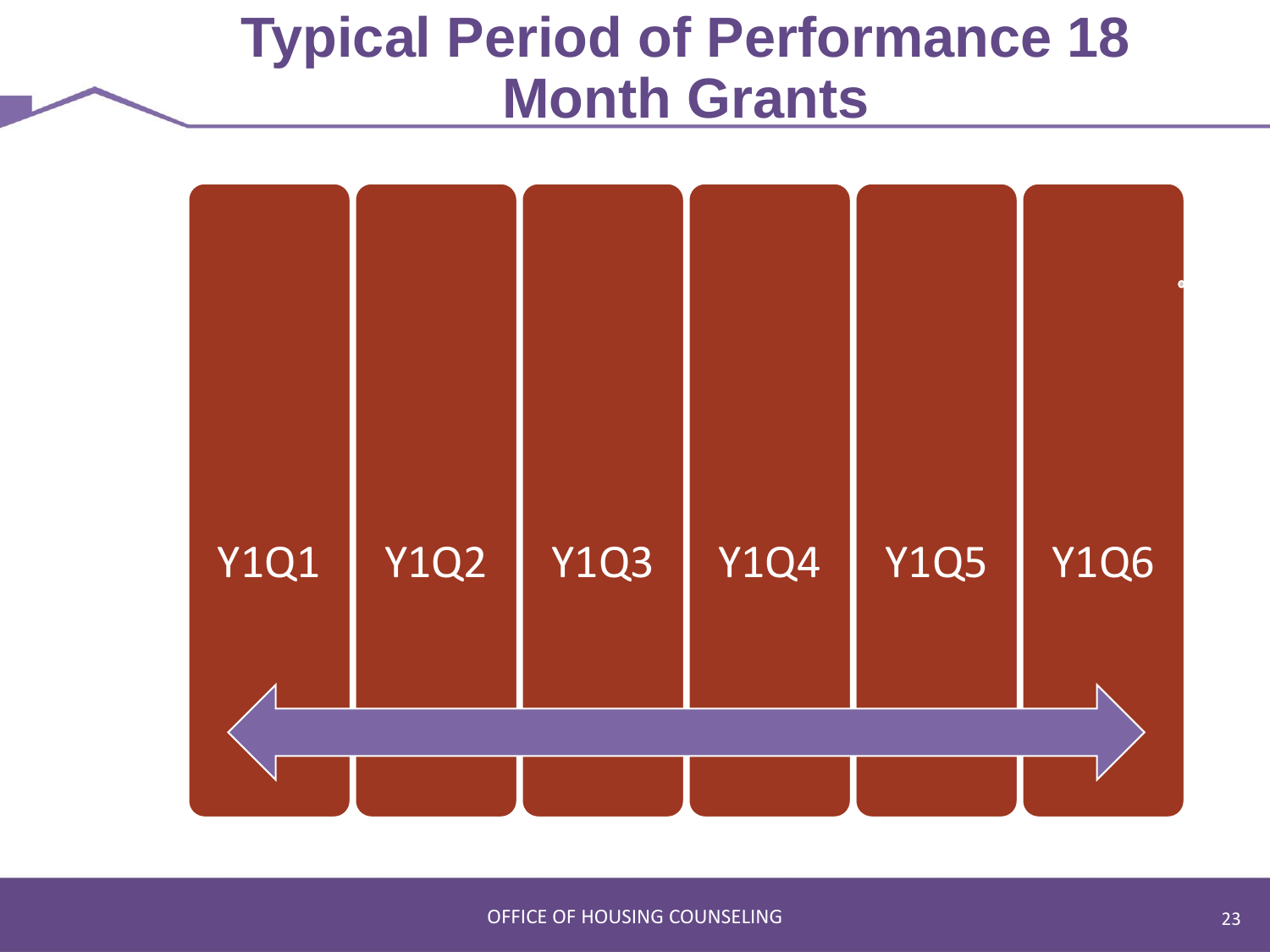# Typical Period of Performance 18 Month Grants

Y1Q1 | Y1Q2 | Y1Q3 | Y1Q4 | Y1Q5 | Y1Q6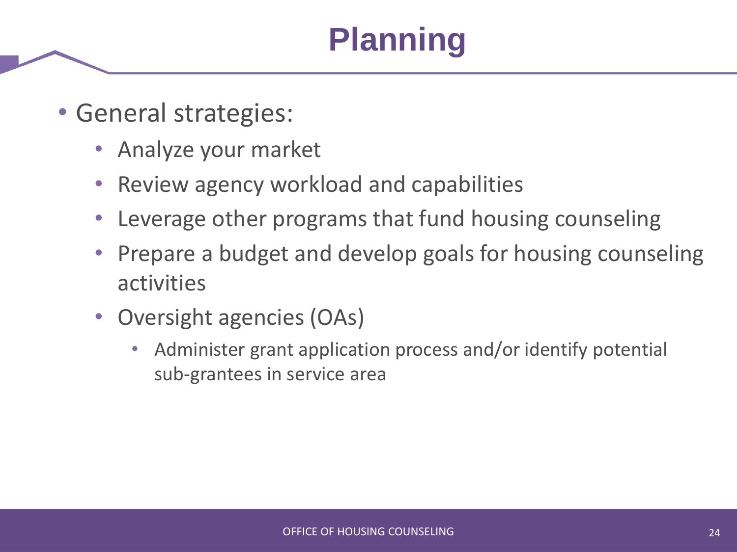# Planning

- General strategies:
  - Analyze your market
  - Review agency workload and capabilities
  - Leverage other programs that fund housing counseling
  - Prepare a budget and develop goals for housing counseling activities
  - Oversight agencies (OAs)
    - Administer grant application process and/or identify potential sub-grantees in service area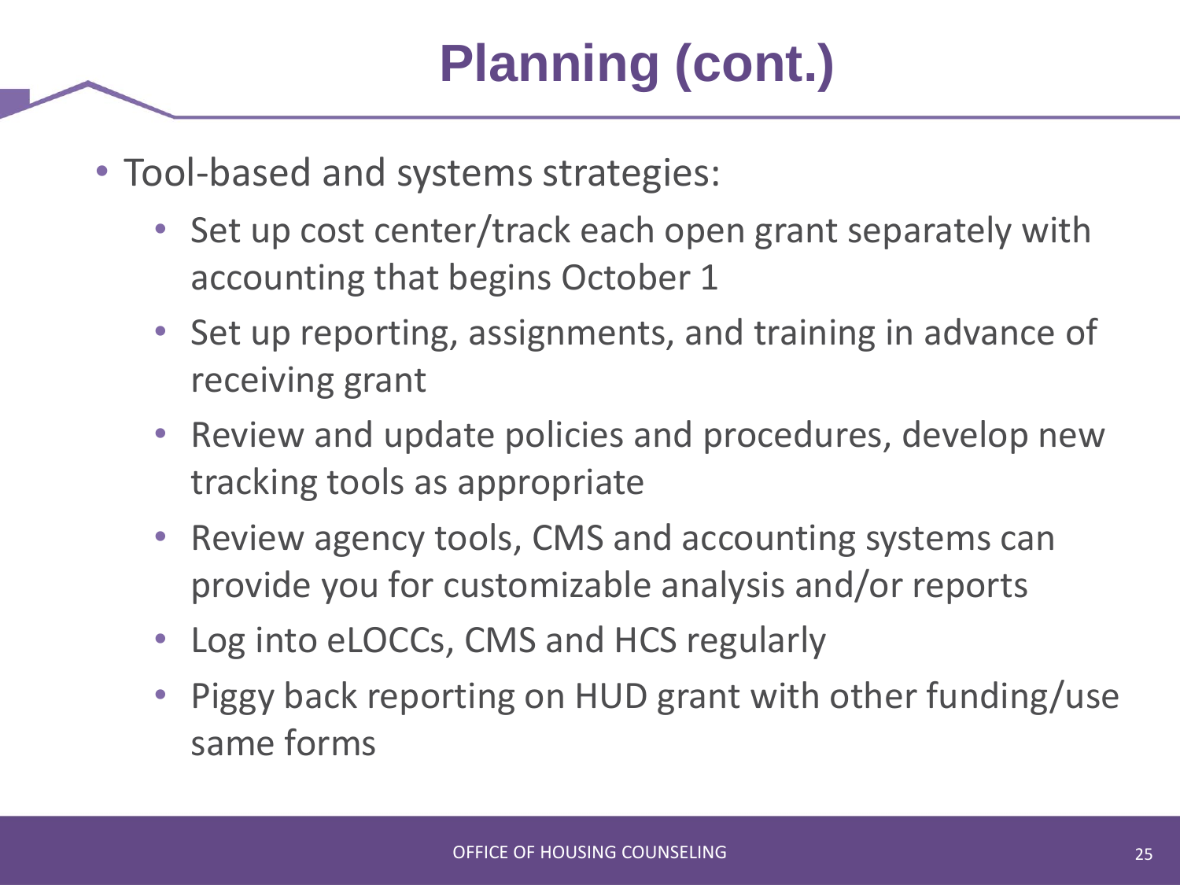# Planning (cont.)

- Tool-based and systems strategies:
  - Set up cost center/track each open grant separately with accounting that begins October 1
  - Set up reporting, assignments, and training in advance of receiving grant
  - Review and update policies and procedures, develop new tracking tools as appropriate
  - Review agency tools, CMS and accounting systems can provide you for customizable analysis and/or reports
  - Log into eLOCCs, CMS and HCS regularly
  - Piggy back reporting on HUD grant with other funding/use same forms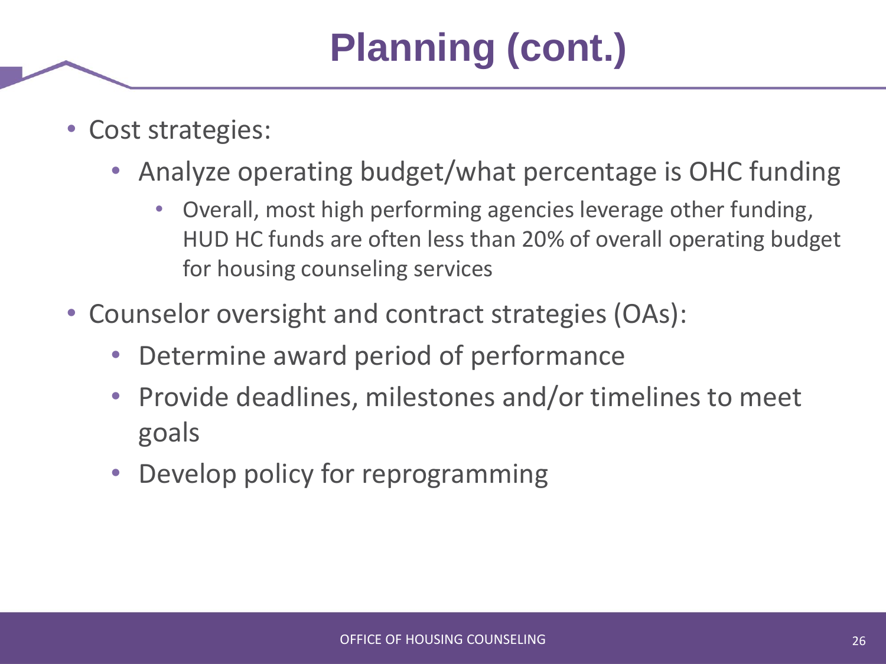# Planning (cont.)

- Cost strategies:
  - Analyze operating budget/what percentage is OHC funding
    - Overall, most high performing agencies leverage other funding, HUD HC funds are often less than 20% of overall operating budget for housing counseling services
- Counselor oversight and contract strategies (OAs):
  - Determine award period of performance
  - Provide deadlines, milestones and/or timelines to meet goals
  - Develop policy for reprogramming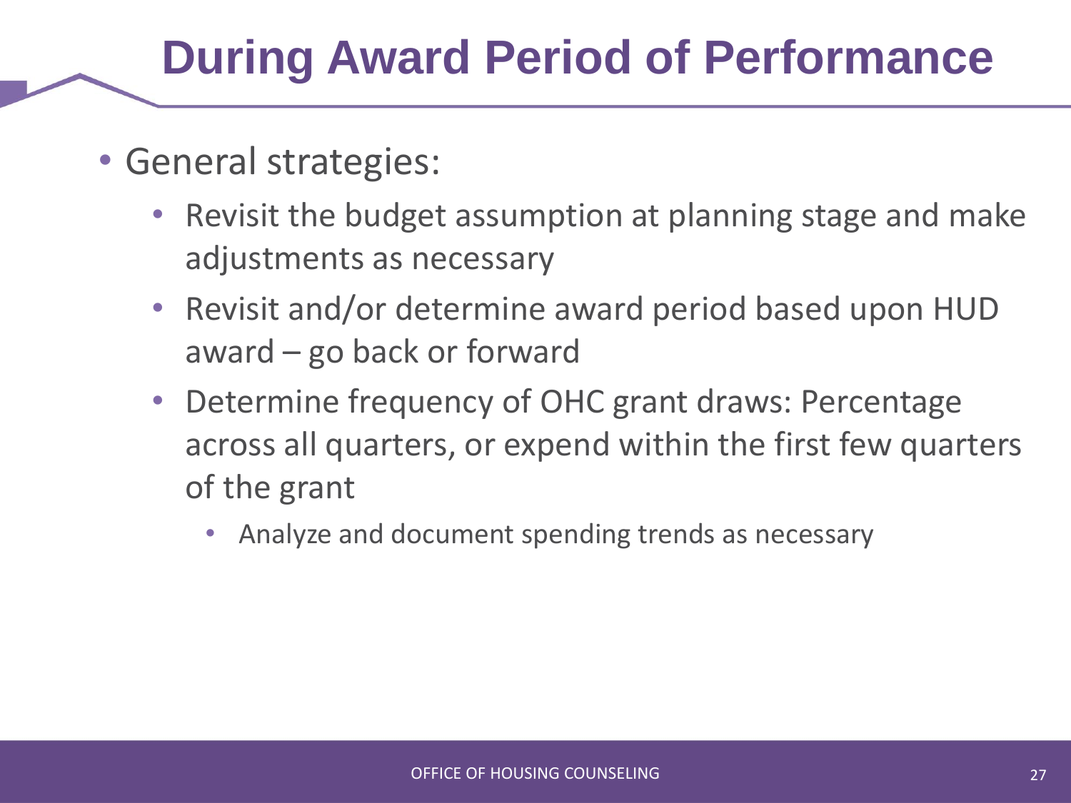# During Award Period of Performance

- General strategies:
  - Revisit the budget assumption at planning stage and make adjustments as necessary
  - Revisit and/or determine award period based upon HUD award – go back or forward
  - Determine frequency of OHC grant draws: Percentage across all quarters, or expend within the first few quarters of the grant
    - Analyze and document spending trends as necessary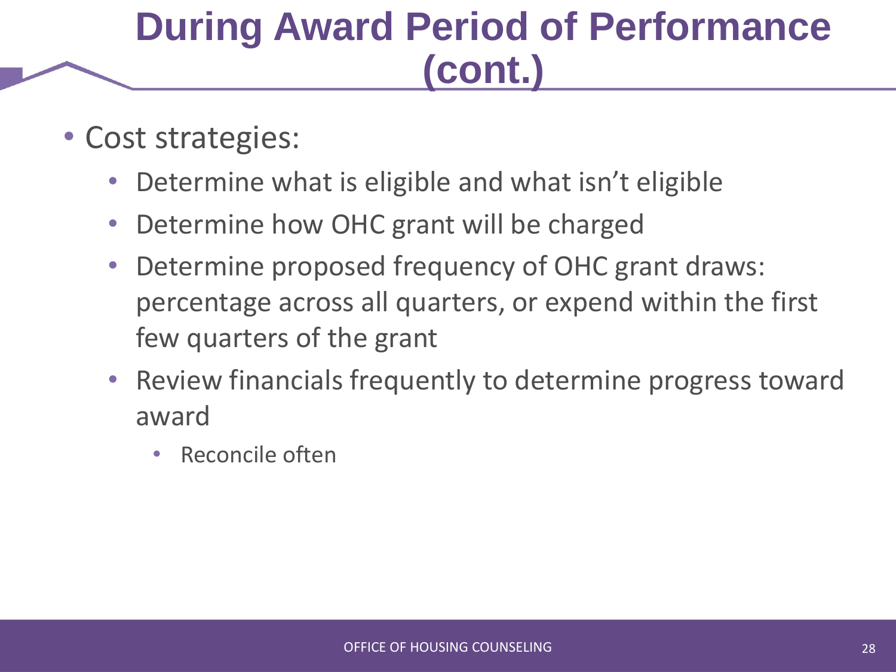# During Award Period of Performance (cont.)

- Cost strategies:
  - Determine what is eligible and what isn't eligible
  - Determine how OHC grant will be charged
  - Determine proposed frequency of OHC grant draws: percentage across all quarters, or expend within the first few quarters of the grant
  - Review financials frequently to determine progress toward award
    - Reconcile often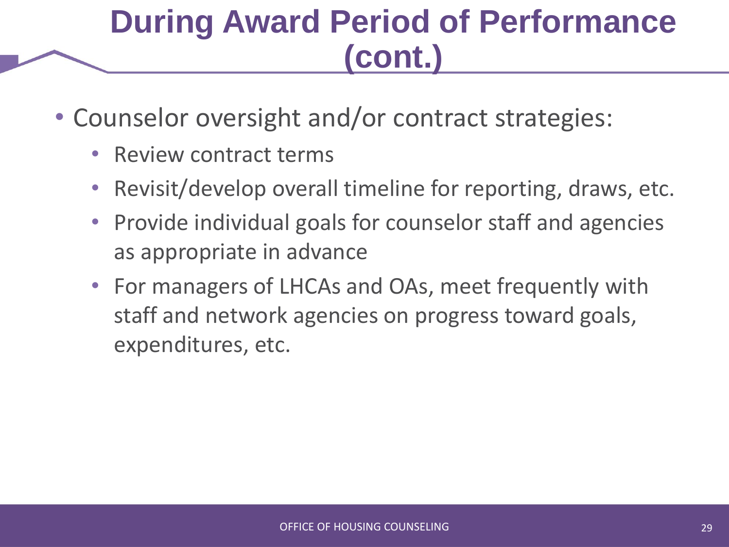# During Award Period of Performance (cont.)

- Counselor oversight and/or contract strategies:
  - Review contract terms
  - Revisit/develop overall timeline for reporting, draws, etc.
  - Provide individual goals for counselor staff and agencies as appropriate in advance
  - For managers of LHCAs and OAs, meet frequently with staff and network agencies on progress toward goals, expenditures, etc.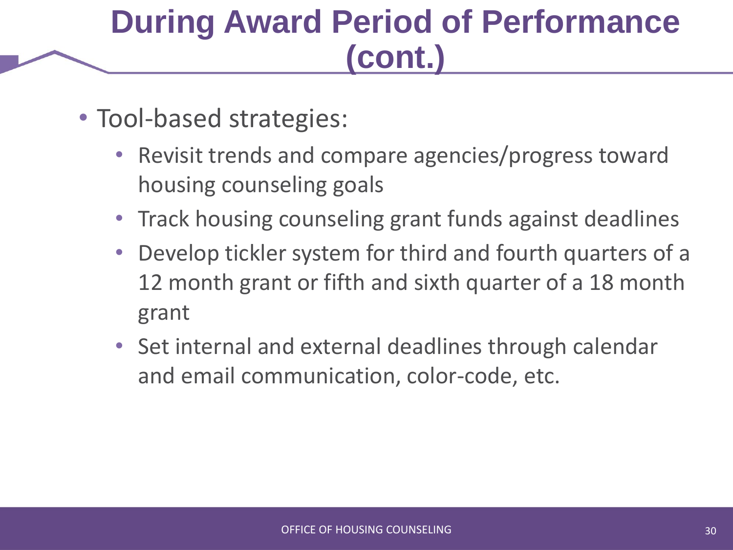# During Award Period of Performance (cont.)

- Tool-based strategies:
  - Revisit trends and compare agencies/progress toward housing counseling goals
  - Track housing counseling grant funds against deadlines
  - Develop tickler system for third and fourth quarters of a 12 month grant or fifth and sixth quarter of a 18 month grant
  - Set internal and external deadlines through calendar and email communication, color-code, etc.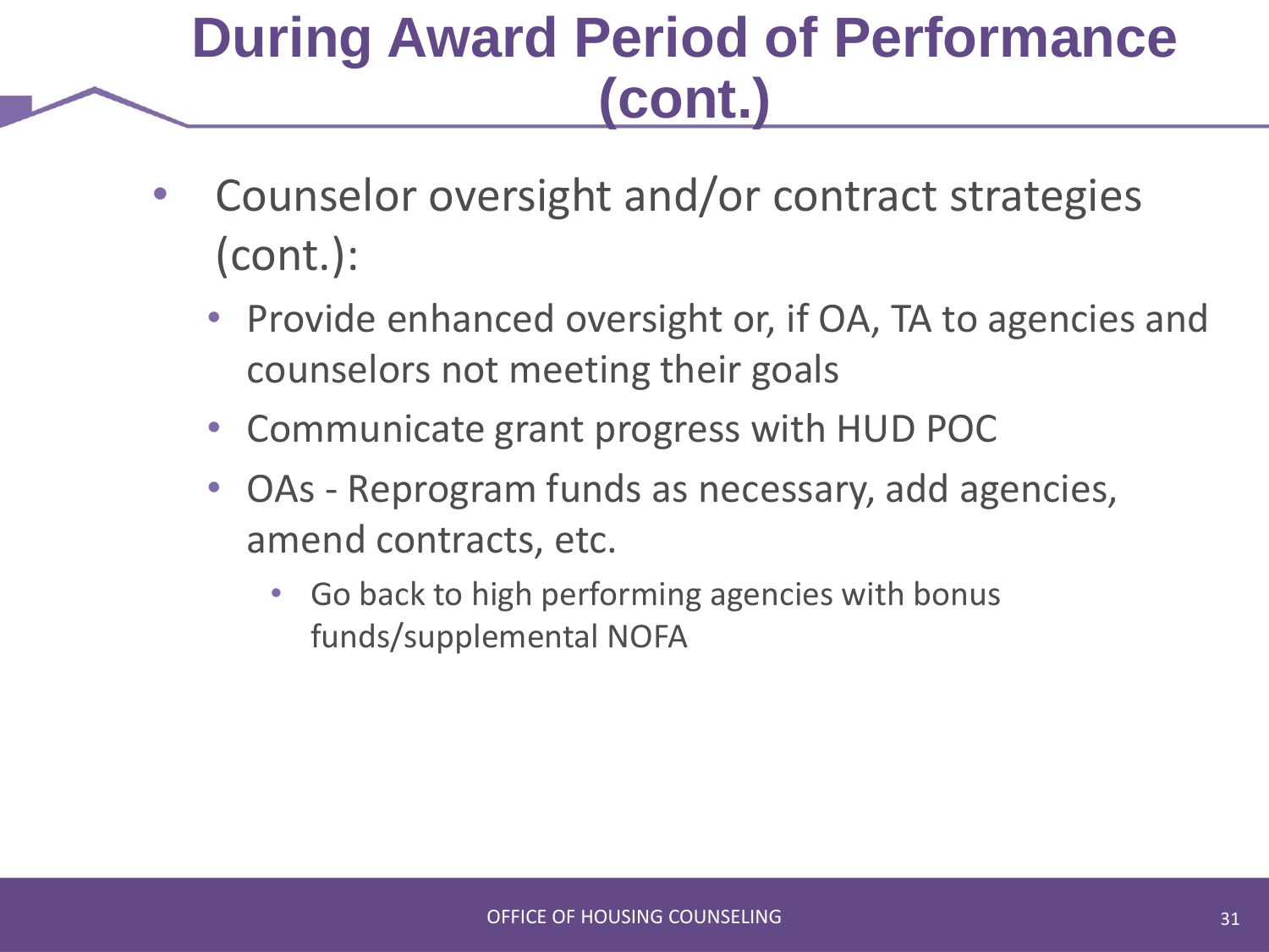# During Award Period of Performance (cont.)

- Counselor oversight and/or contract strategies (cont.):
  - Provide enhanced oversight or, if OA, TA to agencies and counselors not meeting their goals
  - Communicate grant progress with HUD POC
  - OAs - Reprogram funds as necessary, add agencies, amend contracts, etc.
    - Go back to high performing agencies with bonus funds/supplemental NOFA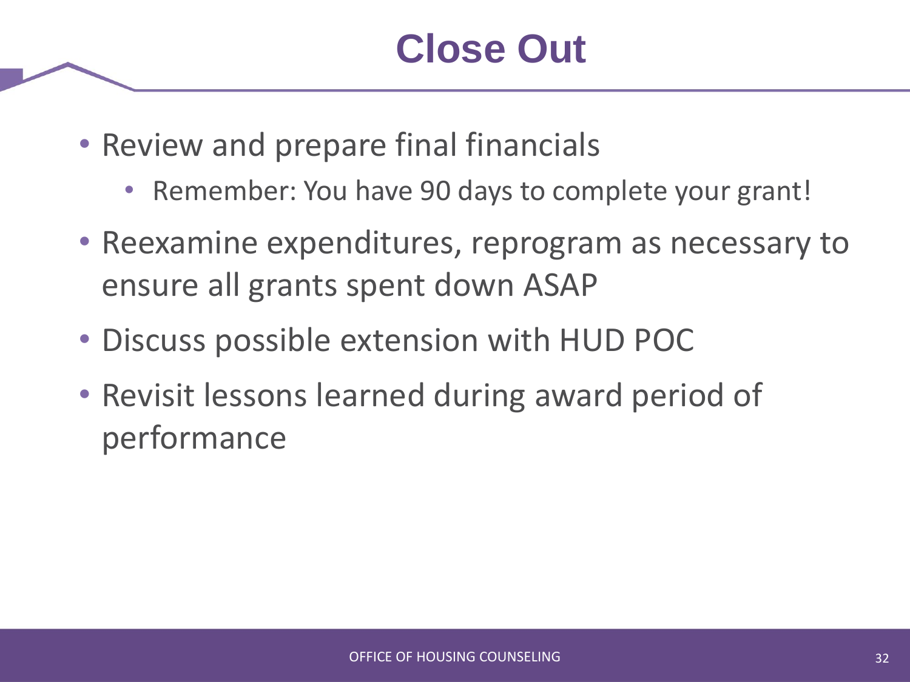# Close Out

- Review and prepare final financials
  - Remember: You have 90 days to complete your grant!
- Reexamine expenditures, reprogram as necessary to ensure all grants spent down ASAP
- Discuss possible extension with HUD POC
- Revisit lessons learned during award period of performance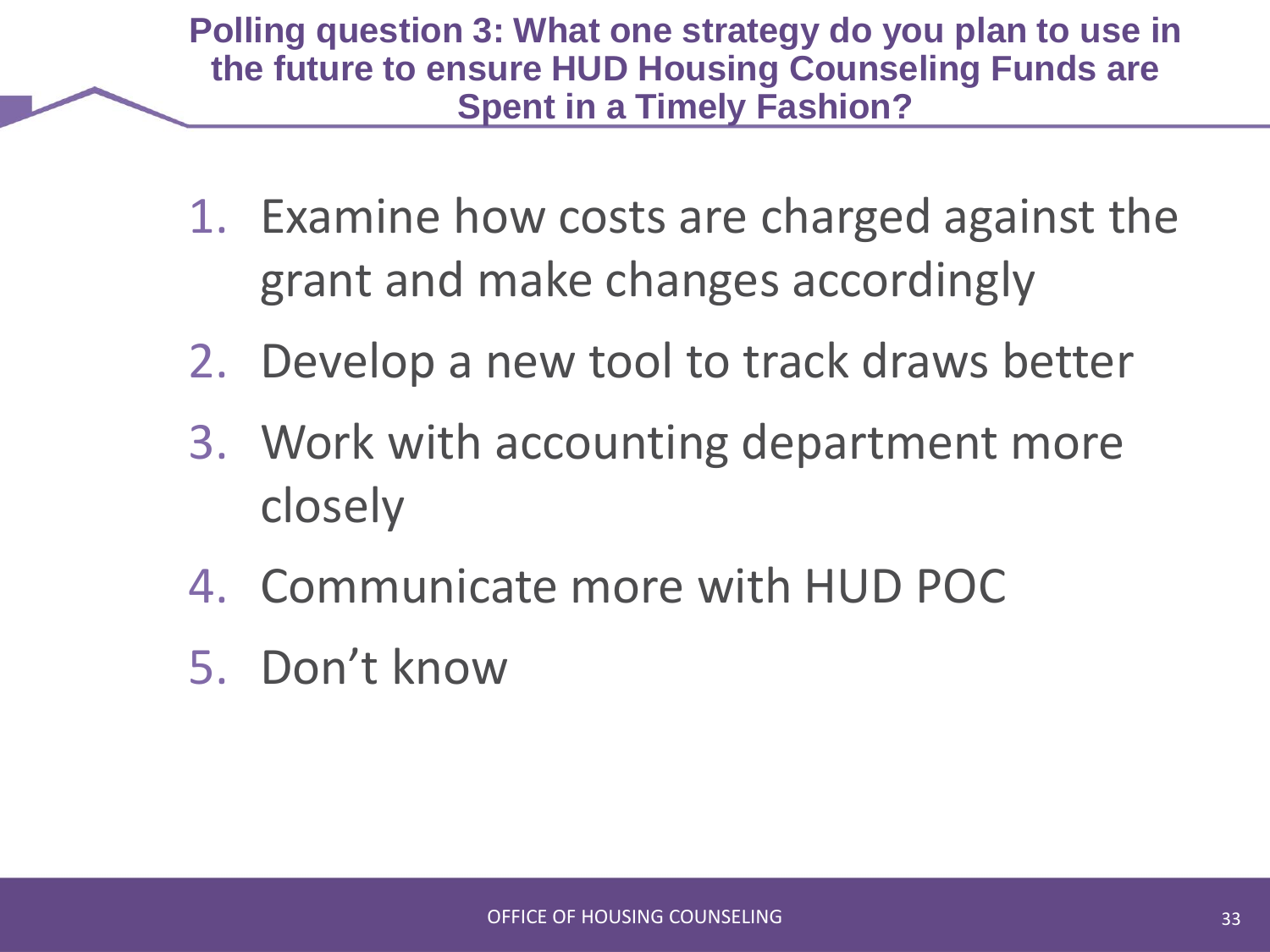# Polling question 3: What one strategy do you plan to use in the future to ensure HUD Housing Counseling Funds are Spent in a Timely Fashion?

1. Examine how costs are charged against the grant and make changes accordingly
2. Develop a new tool to track draws better
3. Work with accounting department more closely
4. Communicate more with HUD POC
5. Don't know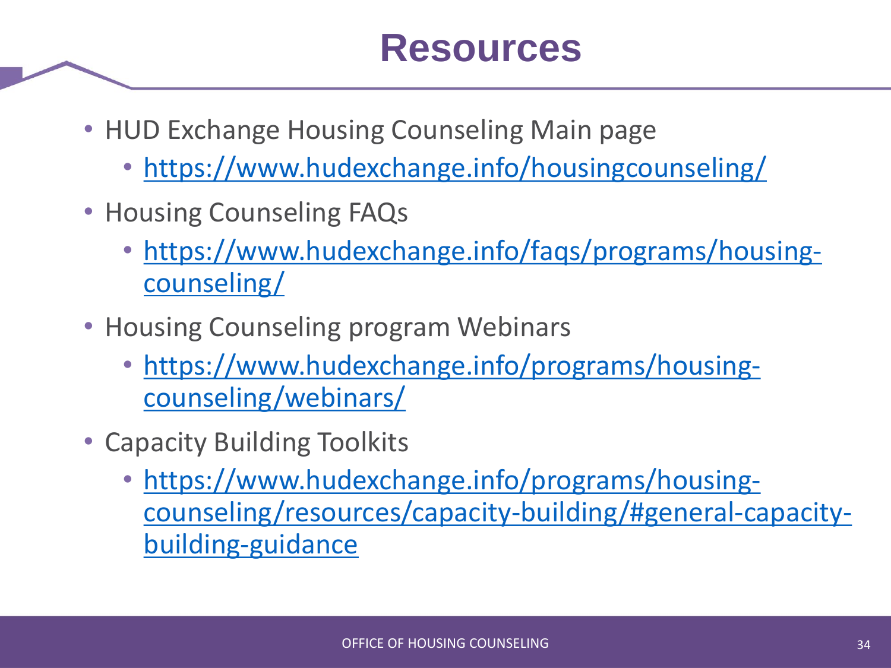# Resources

- HUD Exchange Housing Counseling Main page
  - https://www.hudexchange.info/housingcounseling/
- Housing Counseling FAQs
  - https://www.hudexchange.info/faqs/programs/housing-counseling/
- Housing Counseling program Webinars
  - https://www.hudexchange.info/programs/housing-counseling/webinars/
- Capacity Building Toolkits
  - https://www.hudexchange.info/programs/housing-counseling/resources/capacity-building/#general-capacity-building-guidance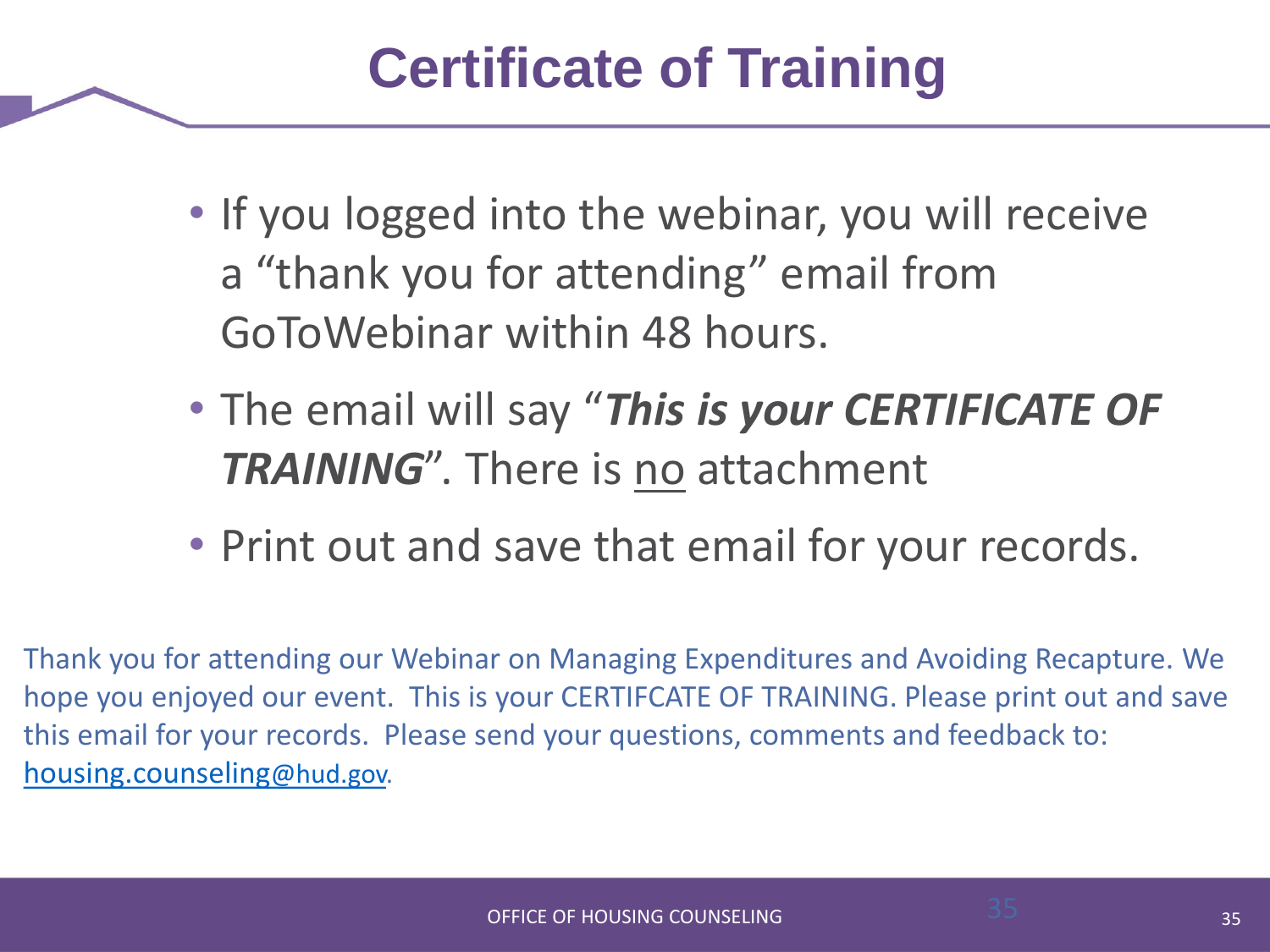# Certificate of Training

- If you logged into the webinar, you will receive a "thank you for attending" email from GoToWebinar within 48 hours.
- The email will say "***This is your CERTIFICATE OF TRAINING***". There is no attachment
- Print out and save that email for your records.

Thank you for attending our Webinar on Managing Expenditures and Avoiding Recapture. We hope you enjoyed our event. This is your CERTIFCATE OF TRAINING. Please print out and save this email for your records. Please send your questions, comments and feedback to: housing.counseling@hud.gov.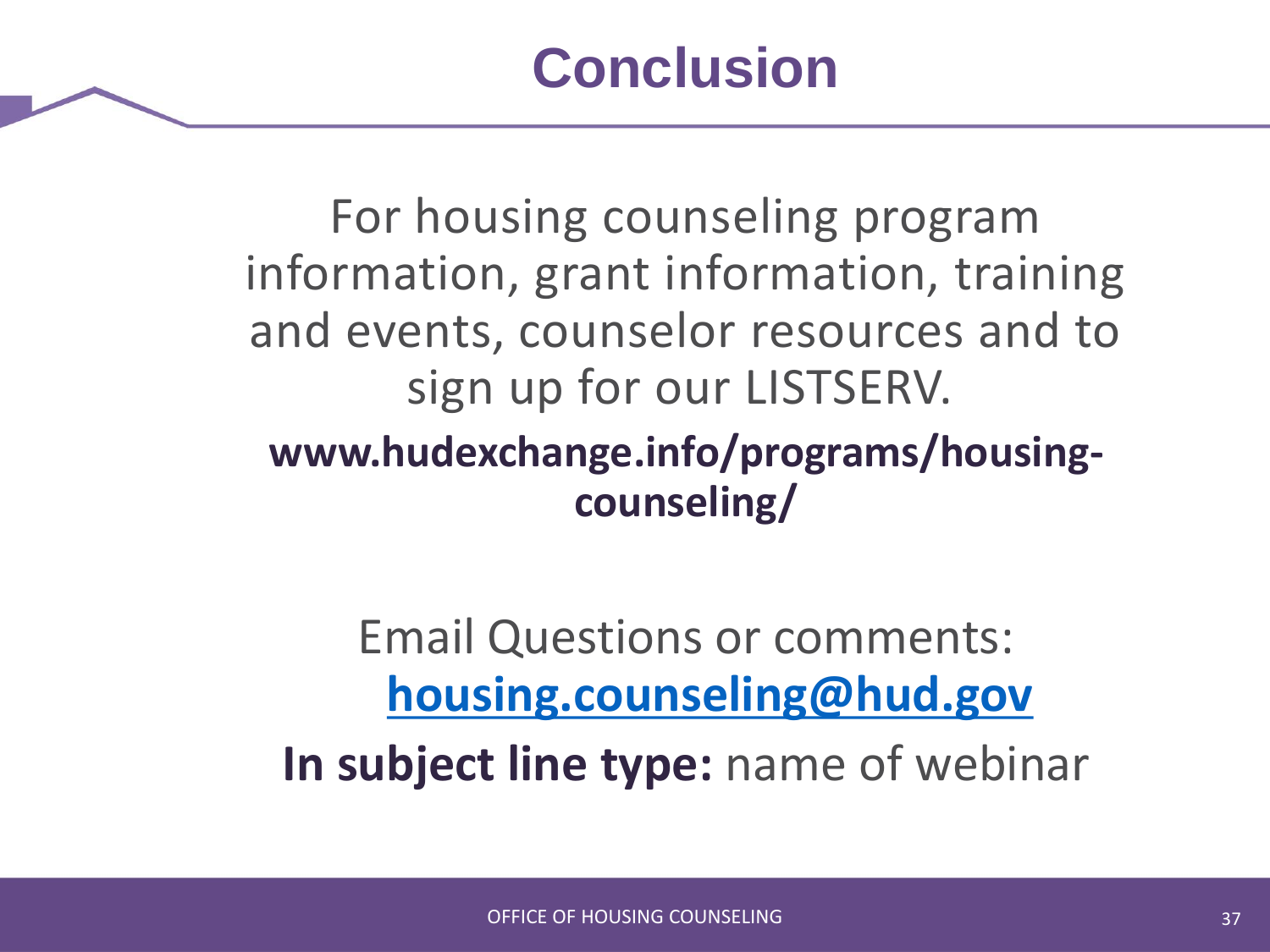# Conclusion

For housing counseling program information, grant information, training and events, counselor resources and to sign up for our LISTSERV.

**www.hudexchange.info/programs/housing-counseling/**

Email Questions or comments:
**housing.counseling@hud.gov**

**In subject line type:** name of webinar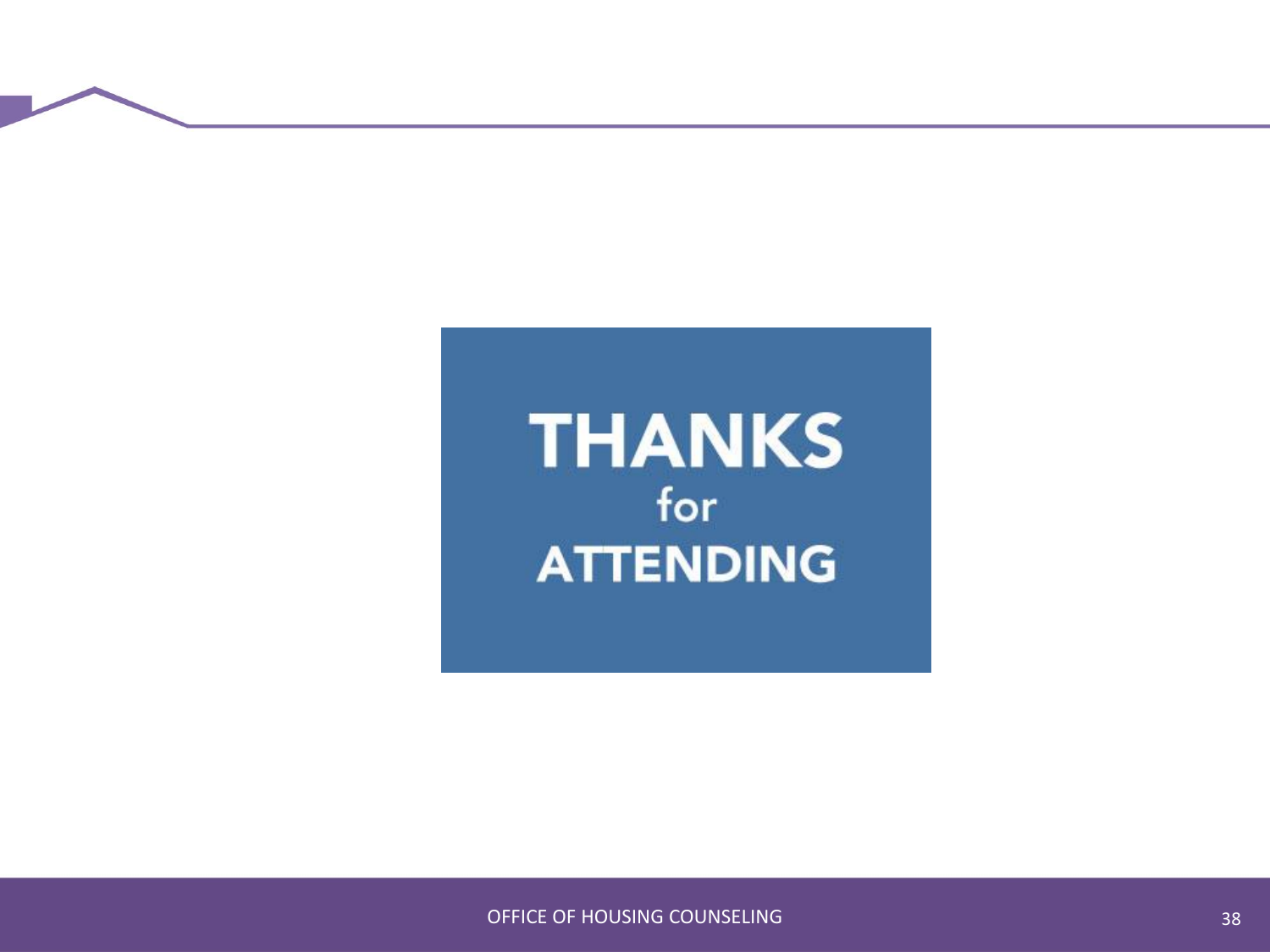THANKS

for

ATTENDING